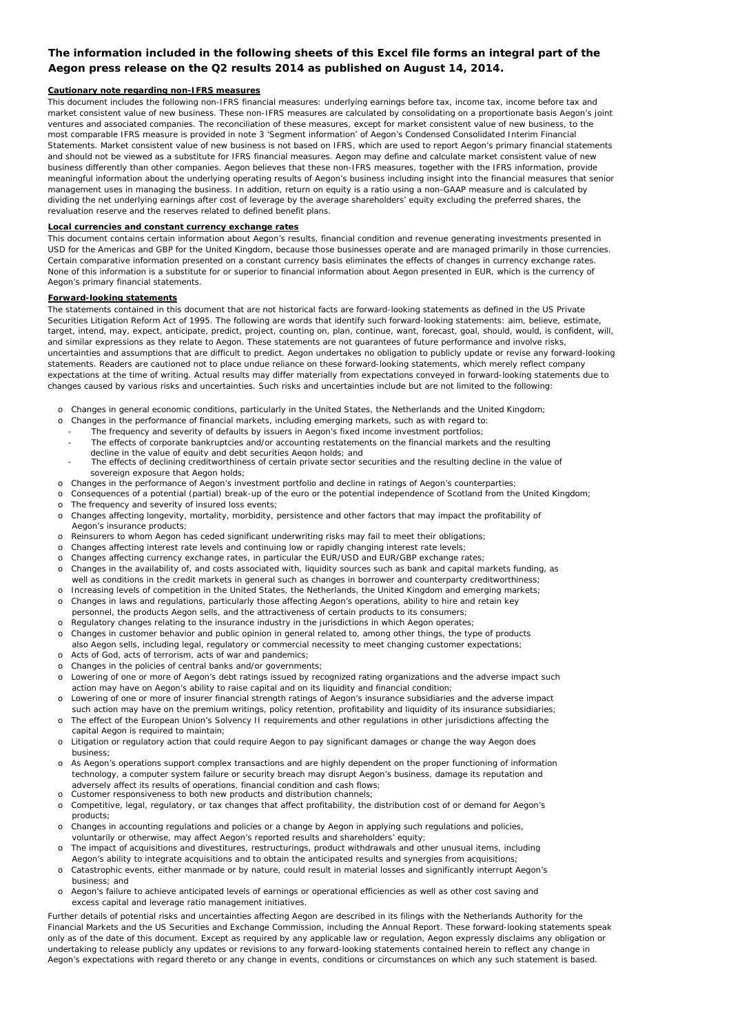**The information included in the following sheets of this Excel file forms an integral part of the Aegon press release on the Q2 results 2014 as published on August 14, 2014.**

**Cautionary note regarding non-IFRS measures**

This document includes the following non-IFRS financial measures: underlying earnings before tax, income tax, income before tax and market consistent value of new business. These non-IFRS measures are calculated by consolidating on a proportionate basis Aegon's joint ventures and associated companies. The reconciliation of these measures, except for market consistent value of new business, to the most comparable IFRS measure is provided in note 3 'Segment information' of Aegon's Condensed Consolidated Interim Financial Statements. Market consistent value of new business is not based on IFRS, which are used to report Aegon's primary financial statements and should not be viewed as a substitute for IFRS financial measures. Aegon may define and calculate market consistent value of new business differently than other companies. Aegon believes that these non-IFRS measures, together with the IFRS information, provide meaningful information about the underlying operating results of Aegon's business including insight into the financial measures that senior management uses in managing the business. In addition, return on equity is a ratio using a non-GAAP measure and is calculated by dividing the net underlying earnings after cost of leverage by the average shareholders' equity excluding the preferred shares, the revaluation reserve and the reserves related to defined benefit plans.

**Local currencies and constant currency exchange rates**

This document contains certain information about Aegon's results, financial condition and revenue generating investments presented in USD for the Americas and GBP for the United Kingdom, because those businesses operate and are managed primarily in those currencies. Certain comparative information presented on a constant currency basis eliminates the effects of changes in currency exchange rates. None of this information is a substitute for or superior to financial information about Aegon presented in EUR, which is the currency of Aegon's primary financial statements.

**Forward-looking statements**

The statements contained in this document that are not historical facts are forward-looking statements as defined in the US Private Securities Litigation Reform Act of 1995. The following are words that identify such forward-looking statements: aim, believe, estimate, target, intend, may, expect, anticipate, predict, project, counting on, plan, continue, want, forecast, goal, should, would, is confident, will, and similar expressions as they relate to Aegon. These statements are not guarantees of future performance and involve risks, uncertainties and assumptions that are difficult to predict. Aegon undertakes no obligation to publicly update or revise any forward-looking statements. Readers are cautioned not to place undue reliance on these forward-looking statements, which merely reflect company expectations at the time of writing. Actual results may differ materially from expectations conveyed in forward-looking statements due to changes caused by various risks and uncertainties. Such risks and uncertainties include but are not limited to the following:

- Changes in general economic conditions, particularly in the United States, the Netherlands and the United Kingdom;
- Changes in the performance of financial markets, including emerging markets, such as with regard to:
  - The frequency and severity of defaults by issuers in Aegon's fixed income investment portfolios;
  - The effects of corporate bankruptcies and/or accounting restatements on the financial markets and the resulting decline in the value of equity and debt securities Aegon holds; and
  - The effects of declining creditworthiness of certain private sector securities and the resulting decline in the value of sovereign exposure that Aegon holds;
- Changes in the performance of Aegon's investment portfolio and decline in ratings of Aegon's counterparties;
- Consequences of a potential (partial) break-up of the euro or the potential independence of Scotland from the United Kingdom;
- The frequency and severity of insured loss events;
- Changes affecting longevity, mortality, morbidity, persistence and other factors that may impact the profitability of Aegon's insurance products;
- Reinsurers to whom Aegon has ceded significant underwriting risks may fail to meet their obligations;
- Changes affecting interest rate levels and continuing low or rapidly changing interest rate levels;
- Changes affecting currency exchange rates, in particular the EUR/USD and EUR/GBP exchange rates;
- Changes in the availability of, and costs associated with, liquidity sources such as bank and capital markets funding, as well as conditions in the credit markets in general such as changes in borrower and counterparty creditworthiness;
- Increasing levels of competition in the United States, the Netherlands, the United Kingdom and emerging markets;
- Changes in laws and regulations, particularly those affecting Aegon's operations, ability to hire and retain key personnel, the products Aegon sells, and the attractiveness of certain products to its consumers;
- Regulatory changes relating to the insurance industry in the jurisdictions in which Aegon operates;
- Changes in customer behavior and public opinion in general related to, among other things, the type of products also Aegon sells, including legal, regulatory or commercial necessity to meet changing customer expectations;
- Acts of God, acts of terrorism, acts of war and pandemics;
- Changes in the policies of central banks and/or governments;
- Lowering of one or more of Aegon's debt ratings issued by recognized rating organizations and the adverse impact such action may have on Aegon's ability to raise capital and on its liquidity and financial condition;
- Lowering of one or more of insurer financial strength ratings of Aegon's insurance subsidiaries and the adverse impact such action may have on the premium writings, policy retention, profitability and liquidity of its insurance subsidiaries;
- The effect of the European Union's Solvency II requirements and other regulations in other jurisdictions affecting the capital Aegon is required to maintain;
- Litigation or regulatory action that could require Aegon to pay significant damages or change the way Aegon does business;
- As Aegon's operations support complex transactions and are highly dependent on the proper functioning of information technology, a computer system failure or security breach may disrupt Aegon's business, damage its reputation and adversely affect its results of operations, financial condition and cash flows;
- Customer responsiveness to both new products and distribution channels;
- Competitive, legal, regulatory, or tax changes that affect profitability, the distribution cost of or demand for Aegon's products;
- Changes in accounting regulations and policies or a change by Aegon in applying such regulations and policies, voluntarily or otherwise, may affect Aegon's reported results and shareholders' equity;
- The impact of acquisitions and divestitures, restructurings, product withdrawals and other unusual items, including Aegon's ability to integrate acquisitions and to obtain the anticipated results and synergies from acquisitions;
- Catastrophic events, either manmade or by nature, could result in material losses and significantly interrupt Aegon's business; and
- Aegon's failure to achieve anticipated levels of earnings or operational efficiencies as well as other cost saving and excess capital and leverage ratio management initiatives.

Further details of potential risks and uncertainties affecting Aegon are described in its filings with the Netherlands Authority for the Financial Markets and the US Securities and Exchange Commission, including the Annual Report. These forward-looking statements speak only as of the date of this document. Except as required by any applicable law or regulation, Aegon expressly disclaims any obligation or undertaking to release publicly any updates or revisions to any forward-looking statements contained herein to reflect any change in Aegon's expectations with regard thereto or any change in events, conditions or circumstances on which any such statement is based.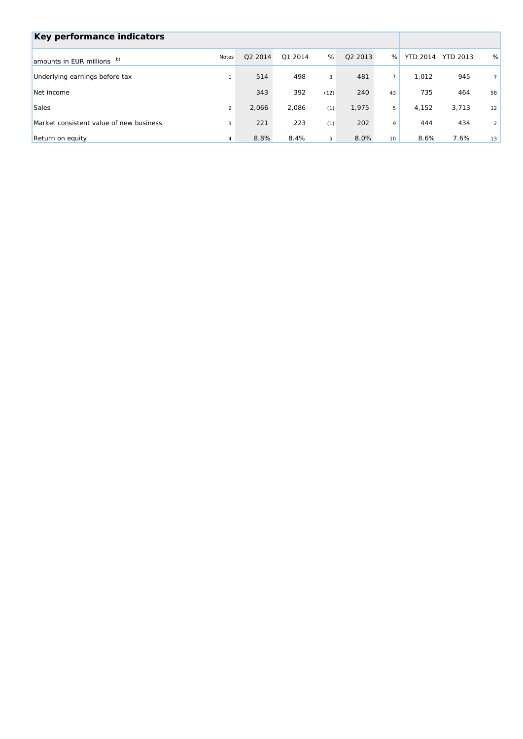## Key performance indicators

| amounts in EUR millions [b)] | Notes | Q2 2014 | Q1 2014 | % | Q2 2013 | % | YTD 2014 | YTD 2013 | % |
|---|---|---|---|---|---|---|---|---|---|
| Underlying earnings before tax | 1 | 514 | 498 | 3 | 481 | 7 | 1,012 | 945 | 7 |
| Net income | | 343 | 392 | (12) | 240 | 43 | 735 | 464 | 58 |
| Sales | 2 | 2,066 | 2,086 | (1) | 1,975 | 5 | 4,152 | 3,713 | 12 |
| Market consistent value of new business | 3 | 221 | 223 | (1) | 202 | 9 | 444 | 434 | 2 |
| Return on equity | 4 | 8.8% | 8.4% | 5 | 8.0% | 10 | 8.6% | 7.6% | 13 |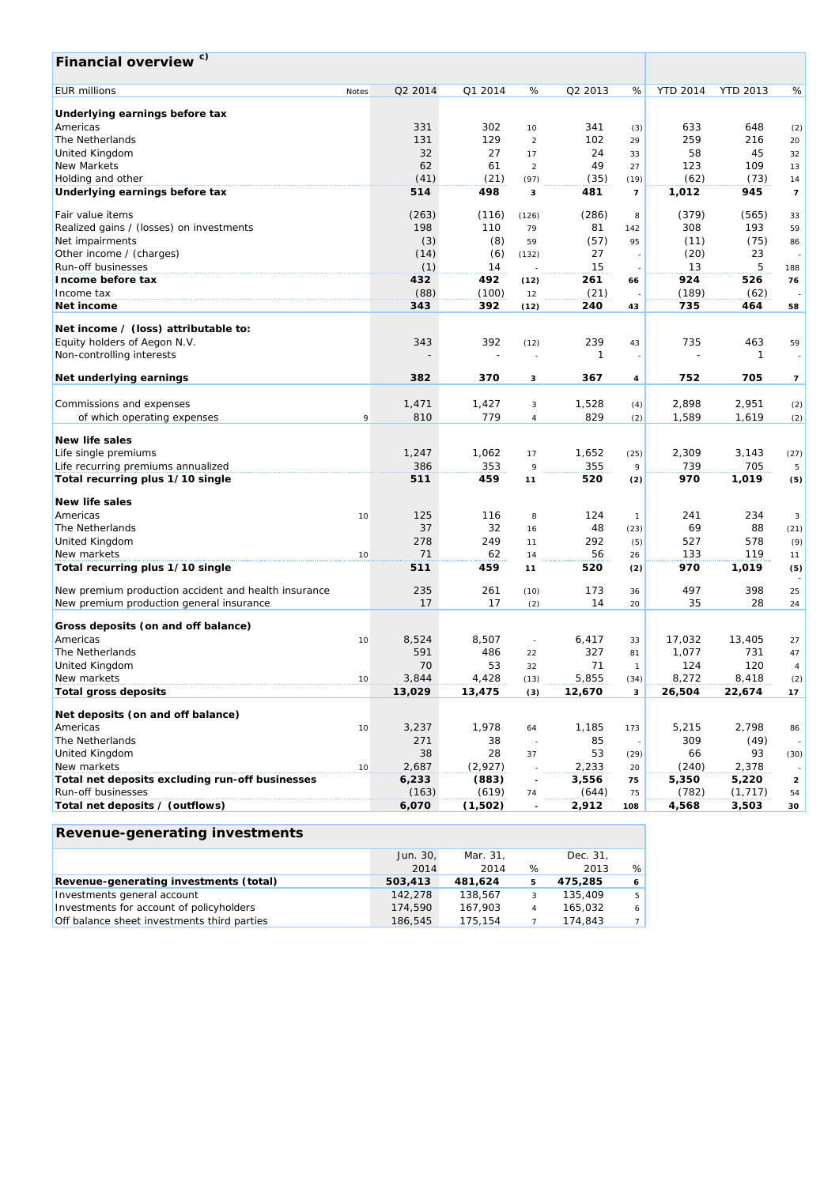## Financial overview [c)]

| EUR millions | Notes | Q2 2014 | Q1 2014 | % | Q2 2013 | % | YTD 2014 | YTD 2013 | % |
|---|---|---|---|---|---|---|---|---|---|
| **Underlying earnings before tax** | | | | | | | | | |
| Americas | | 331 | 302 | 10 | 341 | (3) | 633 | 648 | (2) |
| The Netherlands | | 131 | 129 | 2 | 102 | 29 | 259 | 216 | 20 |
| United Kingdom | | 32 | 27 | 17 | 24 | 33 | 58 | 45 | 32 |
| New Markets | | 62 | 61 | 2 | 49 | 27 | 123 | 109 | 13 |
| Holding and other | | (41) | (21) | (97) | (35) | (19) | (62) | (73) | 14 |
| **Underlying earnings before tax** | | **514** | **498** | **3** | **481** | **7** | **1,012** | **945** | **7** |
| Fair value items | | (263) | (116) | (126) | (286) | 8 | (379) | (565) | 33 |
| Realized gains / (losses) on investments | | 198 | 110 | 79 | 81 | 142 | 308 | 193 | 59 |
| Net impairments | | (3) | (8) | 59 | (57) | 95 | (11) | (75) | 86 |
| Other income / (charges) | | (14) | (6) | (132) | 27 | - | (20) | 23 | - |
| Run-off businesses | | (1) | 14 | - | 15 | - | 13 | 5 | 188 |
| **Income before tax** | | **432** | **492** | **(12)** | **261** | **66** | **924** | **526** | **76** |
| Income tax | | (88) | (100) | 12 | (21) | - | (189) | (62) | - |
| **Net income** | | **343** | **392** | **(12)** | **240** | **43** | **735** | **464** | **58** |
| **Net income / (loss) attributable to:** | | | | | | | | | |
| Equity holders of Aegon N.V. | | 343 | 392 | (12) | 239 | 43 | 735 | 463 | 59 |
| Non-controlling interests | | - | - | - | 1 | - | - | 1 | - |
| **Net underlying earnings** | | **382** | **370** | **3** | **367** | **4** | **752** | **705** | **7** |
| Commissions and expenses | | 1,471 | 1,427 | 3 | 1,528 | (4) | 2,898 | 2,951 | (2) |
| of which operating expenses | 9 | 810 | 779 | 4 | 829 | (2) | 1,589 | 1,619 | (2) |
| **New life sales** | | | | | | | | | |
| Life single premiums | | 1,247 | 1,062 | 17 | 1,652 | (25) | 2,309 | 3,143 | (27) |
| Life recurring premiums annualized | | 386 | 353 | 9 | 355 | 9 | 739 | 705 | 5 |
| **Total recurring plus 1/10 single** | | **511** | **459** | **11** | **520** | **(2)** | **970** | **1,019** | **(5)** |
| **New life sales** | | | | | | | | | |
| Americas | 10 | 125 | 116 | 8 | 124 | 1 | 241 | 234 | 3 |
| The Netherlands | | 37 | 32 | 16 | 48 | (23) | 69 | 88 | (21) |
| United Kingdom | | 278 | 249 | 11 | 292 | (5) | 527 | 578 | (9) |
| New markets | 10 | 71 | 62 | 14 | 56 | 26 | 133 | 119 | 11 |
| **Total recurring plus 1/10 single** | | **511** | **459** | **11** | **520** | **(2)** | **970** | **1,019** | **(5)** |
| New premium production accident and health insurance | | 235 | 261 | (10) | 173 | 36 | 497 | 398 | 25 |
| New premium production general insurance | | 17 | 17 | (2) | 14 | 20 | 35 | 28 | 24 |
| **Gross deposits (on and off balance)** | | | | | | | | | |
| Americas | 10 | 8,524 | 8,507 | - | 6,417 | 33 | 17,032 | 13,405 | 27 |
| The Netherlands | | 591 | 486 | 22 | 327 | 81 | 1,077 | 731 | 47 |
| United Kingdom | | 70 | 53 | 32 | 71 | 1 | 124 | 120 | 4 |
| New markets | 10 | 3,844 | 4,428 | (13) | 5,855 | (34) | 8,272 | 8,418 | (2) |
| **Total gross deposits** | | **13,029** | **13,475** | **(3)** | **12,670** | **3** | **26,504** | **22,674** | **17** |
| **Net deposits (on and off balance)** | | | | | | | | | |
| Americas | 10 | 3,237 | 1,978 | 64 | 1,185 | 173 | 5,215 | 2,798 | 86 |
| The Netherlands | | 271 | 38 | - | 85 | - | 309 | (49) | - |
| United Kingdom | | 38 | 28 | 37 | 53 | (29) | 66 | 93 | (30) |
| New markets | 10 | 2,687 | (2,927) | - | 2,233 | 20 | (240) | 2,378 | - |
| **Total net deposits excluding run-off businesses** | | **6,233** | **(883)** | **-** | **3,556** | **75** | **5,350** | **5,220** | **2** |
| Run-off businesses | | (163) | (619) | 74 | (644) | 75 | (782) | (1,717) | 54 |
| **Total net deposits / (outflows)** | | **6,070** | **(1,502)** | **-** | **2,912** | **108** | **4,568** | **3,503** | **30** |

## Revenue-generating investments

| | Jun. 30, 2014 | Mar. 31, 2014 | % | Dec. 31, 2013 | % |
|---|---|---|---|---|---|
| **Revenue-generating investments (total)** | **503,413** | **481,624** | **5** | **475,285** | **6** |
| Investments general account | 142,278 | 138,567 | 3 | 135,409 | 5 |
| Investments for account of policyholders | 174,590 | 167,903 | 4 | 165,032 | 6 |
| Off balance sheet investments third parties | 186,545 | 175,154 | 7 | 174,843 | 7 |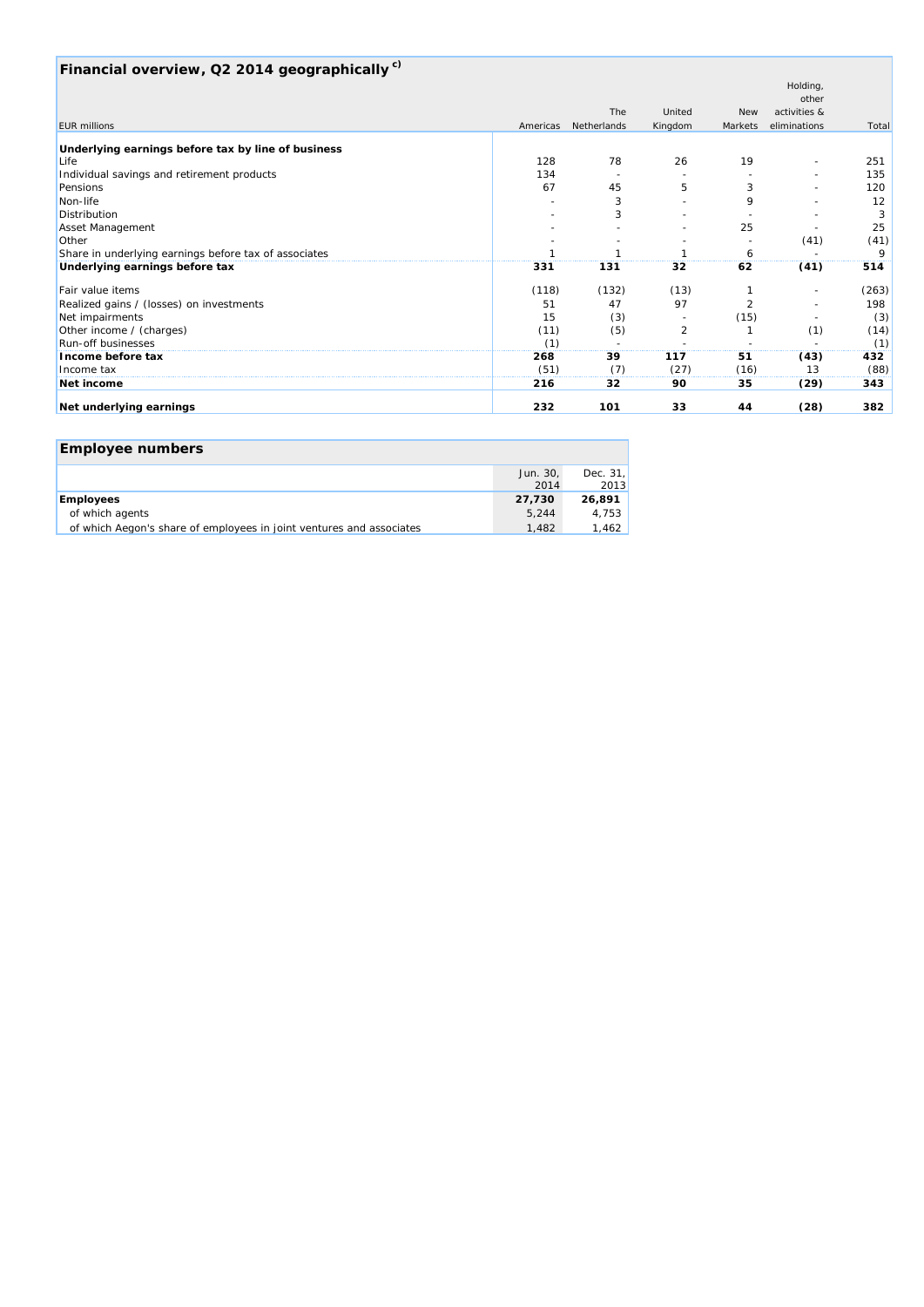## Financial overview, Q2 2014 geographically [c)]

| EUR millions | Americas | The Netherlands | United Kingdom | New Markets | Holding, other activities & eliminations | Total |
|---|---|---|---|---|---|---|
| **Underlying earnings before tax by line of business** | | | | | | |
| Life | 128 | 78 | 26 | 19 | - | 251 |
| Individual savings and retirement products | 134 | - | - | - | - | 135 |
| Pensions | 67 | 45 | 5 | 3 | - | 120 |
| Non-life | - | 3 | - | 9 | - | 12 |
| Distribution | - | 3 | - | - | - | 3 |
| Asset Management | - | - | - | 25 | - | 25 |
| Other | - | - | - | - | (41) | (41) |
| Share in underlying earnings before tax of associates | 1 | 1 | 1 | 6 | - | 9 |
| **Underlying earnings before tax** | **331** | **131** | **32** | **62** | **(41)** | **514** |
| Fair value items | (118) | (132) | (13) | 1 | - | (263) |
| Realized gains / (losses) on investments | 51 | 47 | 97 | 2 | - | 198 |
| Net impairments | 15 | (3) | - | (15) | - | (3) |
| Other income / (charges) | (11) | (5) | 2 | 1 | (1) | (14) |
| Run-off businesses | (1) | - | - | - | - | (1) |
| **Income before tax** | **268** | **39** | **117** | **51** | **(43)** | **432** |
| Income tax | (51) | (7) | (27) | (16) | 13 | (88) |
| **Net income** | **216** | **32** | **90** | **35** | **(29)** | **343** |
| **Net underlying earnings** | **232** | **101** | **33** | **44** | **(28)** | **382** |

## Employee numbers

| | Jun. 30, 2014 | Dec. 31, 2013 |
|---|---|---|
| **Employees** | **27,730** | **26,891** |
| of which agents | 5,244 | 4,753 |
| of which Aegon's share of employees in joint ventures and associates | 1,482 | 1,462 |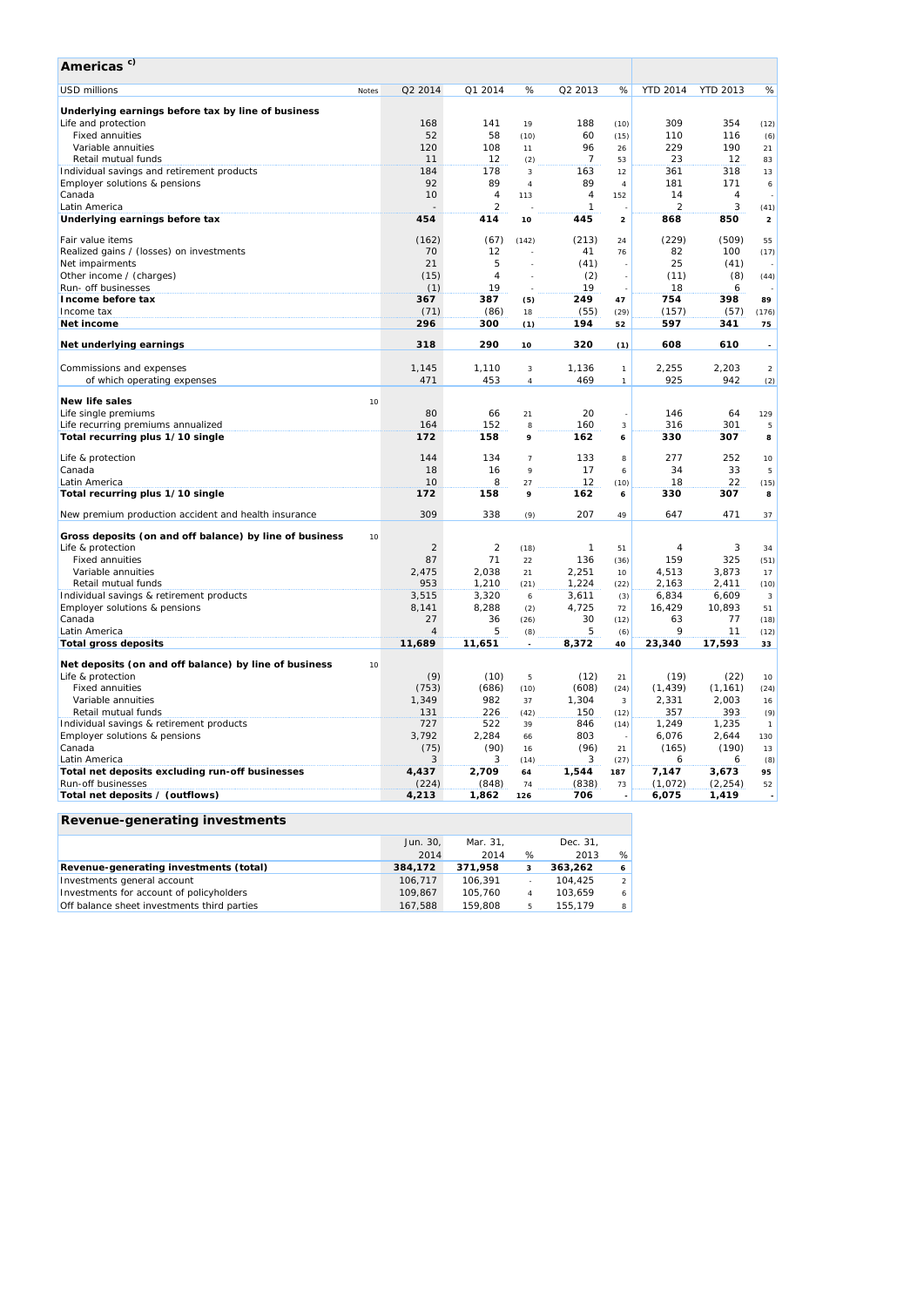## Americas [c)]

| USD millions | Notes | Q2 2014 | Q1 2014 | % | Q2 2013 | % | YTD 2014 | YTD 2013 | % |
|---|---|---|---|---|---|---|---|---|---|
| **Underlying earnings before tax by line of business** | | | | | | | | | |
| Life and protection | | 168 | 141 | 19 | 188 | (10) | 309 | 354 | (12) |
| Fixed annuities | | 52 | 58 | (10) | 60 | (15) | 110 | 116 | (6) |
| Variable annuities | | 120 | 108 | 11 | 96 | 26 | 229 | 190 | 21 |
| Retail mutual funds | | 11 | 12 | (2) | 7 | 53 | 23 | 12 | 83 |
| Individual savings and retirement products | | 184 | 178 | 3 | 163 | 12 | 361 | 318 | 13 |
| Employer solutions & pensions | | 92 | 89 | 4 | 89 | 4 | 181 | 171 | 6 |
| Canada | | 10 | 4 | 113 | 4 | 152 | 14 | 4 | - |
| Latin America | | - | 2 | - | 1 | - | 2 | 3 | (41) |
| **Underlying earnings before tax** | | **454** | **414** | **10** | **445** | **2** | **868** | **850** | **2** |
| Fair value items | | (162) | (67) | (142) | (213) | 24 | (229) | (509) | 55 |
| Realized gains / (losses) on investments | | 70 | 12 | - | 41 | 76 | 82 | 100 | (17) |
| Net impairments | | 21 | 5 | - | (41) | - | 25 | (41) | - |
| Other income / (charges) | | (15) | 4 | - | (2) | - | (11) | (8) | (44) |
| Run- off businesses | | (1) | 19 | - | 19 | - | 18 | 6 | - |
| **Income before tax** | | **367** | **387** | **(5)** | **249** | **47** | **754** | **398** | **89** |
| Income tax | | (71) | (86) | 18 | (55) | (29) | (157) | (57) | (176) |
| **Net income** | | **296** | **300** | **(1)** | **194** | **52** | **597** | **341** | **75** |
| **Net underlying earnings** | | **318** | **290** | **10** | **320** | **(1)** | **608** | **610** | **-** |
| Commissions and expenses | | 1,145 | 1,110 | 3 | 1,136 | 1 | 2,255 | 2,203 | 2 |
| of which operating expenses | | 471 | 453 | 4 | 469 | 1 | 925 | 942 | (2) |
| **New life sales** | 10 | | | | | | | | |
| Life single premiums | | 80 | 66 | 21 | 20 | - | 146 | 64 | 129 |
| Life recurring premiums annualized | | 164 | 152 | 8 | 160 | 3 | 316 | 301 | 5 |
| **Total recurring plus 1/10 single** | | **172** | **158** | **9** | **162** | **6** | **330** | **307** | **8** |
| Life & protection | | 144 | 134 | 7 | 133 | 8 | 277 | 252 | 10 |
| Canada | | 18 | 16 | 9 | 17 | 6 | 34 | 33 | 5 |
| Latin America | | 10 | 8 | 27 | 12 | (10) | 18 | 22 | (15) |
| **Total recurring plus 1/10 single** | | **172** | **158** | **9** | **162** | **6** | **330** | **307** | **8** |
| New premium production accident and health insurance | | 309 | 338 | (9) | 207 | 49 | 647 | 471 | 37 |
| **Gross deposits (on and off balance) by line of business** | 10 | | | | | | | | |
| Life & protection | | 2 | 2 | (18) | 1 | 51 | 4 | 3 | 34 |
| Fixed annuities | | 87 | 71 | 22 | 136 | (36) | 159 | 325 | (51) |
| Variable annuities | | 2,475 | 2,038 | 21 | 2,251 | 10 | 4,513 | 3,873 | 17 |
| Retail mutual funds | | 953 | 1,210 | (21) | 1,224 | (22) | 2,163 | 2,411 | (10) |
| Individual savings & retirement products | | 3,515 | 3,320 | 6 | 3,611 | (3) | 6,834 | 6,609 | 3 |
| Employer solutions & pensions | | 8,141 | 8,288 | (2) | 4,725 | 72 | 16,429 | 10,893 | 51 |
| Canada | | 27 | 36 | (26) | 30 | (12) | 63 | 77 | (18) |
| Latin America | | 4 | 5 | (8) | 5 | (6) | 9 | 11 | (12) |
| **Total gross deposits** | | **11,689** | **11,651** | **-** | **8,372** | **40** | **23,340** | **17,593** | **33** |
| **Net deposits (on and off balance) by line of business** | 10 | | | | | | | | |
| Life & protection | | (9) | (10) | 5 | (12) | 21 | (19) | (22) | 10 |
| Fixed annuities | | (753) | (686) | (10) | (608) | (24) | (1,439) | (1,161) | (24) |
| Variable annuities | | 1,349 | 982 | 37 | 1,304 | 3 | 2,331 | 2,003 | 16 |
| Retail mutual funds | | 131 | 226 | (42) | 150 | (12) | 357 | 393 | (9) |
| Individual savings & retirement products | | 727 | 522 | 39 | 846 | (14) | 1,249 | 1,235 | 1 |
| Employer solutions & pensions | | 3,792 | 2,284 | 66 | 803 | - | 6,076 | 2,644 | 130 |
| Canada | | (75) | (90) | 16 | (96) | 21 | (165) | (190) | 13 |
| Latin America | | 3 | 3 | (14) | 3 | (27) | 6 | 6 | (8) |
| **Total net deposits excluding run-off businesses** | | **4,437** | **2,709** | **64** | **1,544** | **187** | **7,147** | **3,673** | **95** |
| Run-off businesses | | (224) | (848) | 74 | (838) | 73 | (1,072) | (2,254) | 52 |
| **Total net deposits / (outflows)** | | **4,213** | **1,862** | **126** | **706** | **-** | **6,075** | **1,419** | **-** |

## Revenue-generating investments

| | Jun. 30, 2014 | Mar. 31, 2014 | % | Dec. 31, 2013 | % |
|---|---|---|---|---|---|
| **Revenue-generating investments (total)** | **384,172** | **371,958** | **3** | **363,262** | **6** |
| Investments general account | 106,717 | 106,391 | - | 104,425 | 2 |
| Investments for account of policyholders | 109,867 | 105,760 | 4 | 103,659 | 6 |
| Off balance sheet investments third parties | 167,588 | 159,808 | 5 | 155,179 | 8 |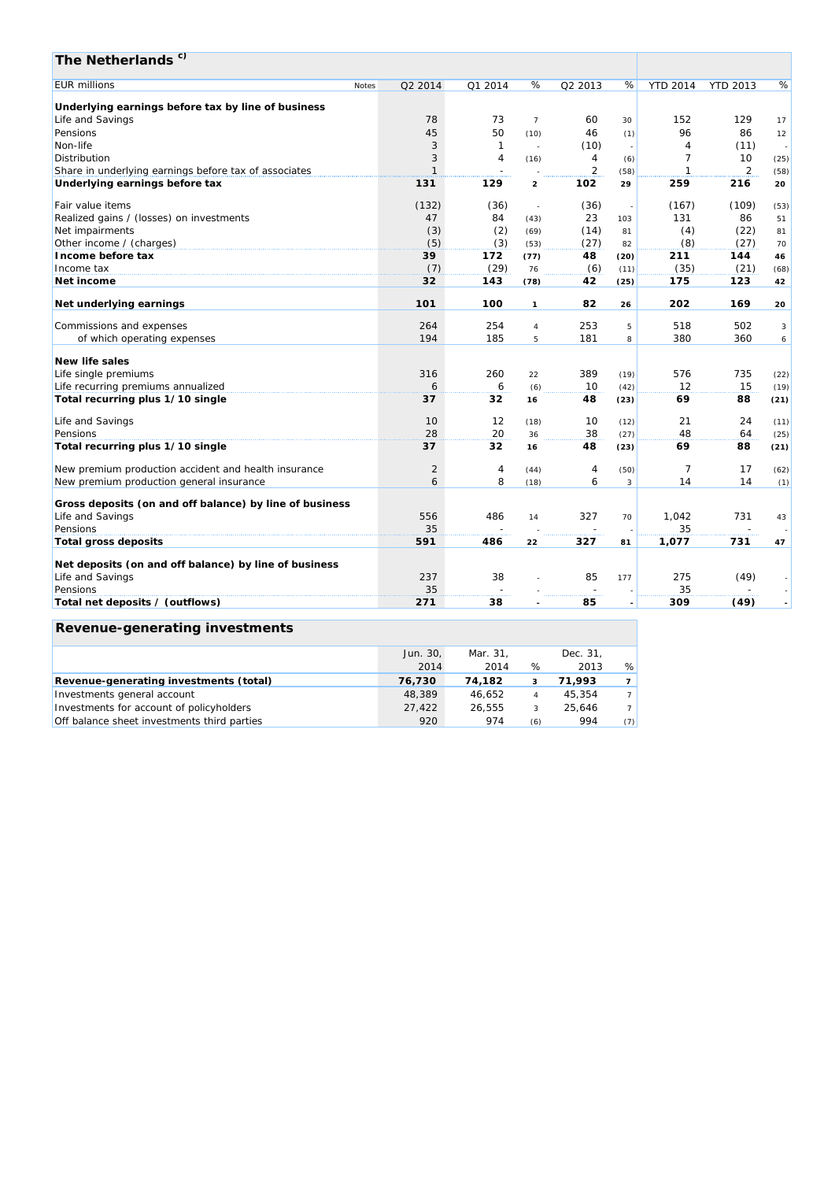## The Netherlands [c)]

| EUR millions | Notes | Q2 2014 | Q1 2014 | % | Q2 2013 | % | YTD 2014 | YTD 2013 | % |
|---|---|---|---|---|---|---|---|---|---|
| **Underlying earnings before tax by line of business** | | | | | | | | | |
| Life and Savings | | 78 | 73 | 7 | 60 | 30 | 152 | 129 | 17 |
| Pensions | | 45 | 50 | (10) | 46 | (1) | 96 | 86 | 12 |
| Non-life | | 3 | 1 | - | (10) | - | 4 | (11) | - |
| Distribution | | 3 | 4 | (16) | 4 | (6) | 7 | 10 | (25) |
| Share in underlying earnings before tax of associates | | 1 | - | - | 2 | (58) | 1 | 2 | (58) |
| **Underlying earnings before tax** | | **131** | **129** | **2** | **102** | **29** | **259** | **216** | **20** |
| Fair value items | | (132) | (36) | - | (36) | - | (167) | (109) | (53) |
| Realized gains / (losses) on investments | | 47 | 84 | (43) | 23 | 103 | 131 | 86 | 51 |
| Net impairments | | (3) | (2) | (69) | (14) | 81 | (4) | (22) | 81 |
| Other income / (charges) | | (5) | (3) | (53) | (27) | 82 | (8) | (27) | 70 |
| **Income before tax** | | **39** | **172** | **(77)** | **48** | **(20)** | **211** | **144** | **46** |
| Income tax | | (7) | (29) | 76 | (6) | (11) | (35) | (21) | (68) |
| **Net income** | | **32** | **143** | **(78)** | **42** | **(25)** | **175** | **123** | **42** |
| **Net underlying earnings** | | **101** | **100** | **1** | **82** | **26** | **202** | **169** | **20** |
| Commissions and expenses | | 264 | 254 | 4 | 253 | 5 | 518 | 502 | 3 |
| of which operating expenses | | 194 | 185 | 5 | 181 | 8 | 380 | 360 | 6 |
| **New life sales** | | | | | | | | | |
| Life single premiums | | 316 | 260 | 22 | 389 | (19) | 576 | 735 | (22) |
| Life recurring premiums annualized | | 6 | 6 | (6) | 10 | (42) | 12 | 15 | (19) |
| **Total recurring plus 1/10 single** | | **37** | **32** | **16** | **48** | **(23)** | **69** | **88** | **(21)** |
| Life and Savings | | 10 | 12 | (18) | 10 | (12) | 21 | 24 | (11) |
| Pensions | | 28 | 20 | 36 | 38 | (27) | 48 | 64 | (25) |
| **Total recurring plus 1/10 single** | | **37** | **32** | **16** | **48** | **(23)** | **69** | **88** | **(21)** |
| New premium production accident and health insurance | | 2 | 4 | (44) | 4 | (50) | 7 | 17 | (62) |
| New premium production general insurance | | 6 | 8 | (18) | 6 | 3 | 14 | 14 | (1) |
| **Gross deposits (on and off balance) by line of business** | | | | | | | | | |
| Life and Savings | | 556 | 486 | 14 | 327 | 70 | 1,042 | 731 | 43 |
| Pensions | | 35 | - | - | - | - | 35 | - | - |
| **Total gross deposits** | | **591** | **486** | **22** | **327** | **81** | **1,077** | **731** | **47** |
| **Net deposits (on and off balance) by line of business** | | | | | | | | | |
| Life and Savings | | 237 | 38 | - | 85 | 177 | 275 | (49) | - |
| Pensions | | 35 | - | - | - | - | 35 | - | - |
| **Total net deposits / (outflows)** | | **271** | **38** | **-** | **85** | **-** | **309** | **(49)** | **-** |

## Revenue-generating investments

| | Jun. 30, 2014 | Mar. 31, 2014 | % | Dec. 31, 2013 | % |
|---|---|---|---|---|---|
| **Revenue-generating investments (total)** | **76,730** | **74,182** | **3** | **71,993** | **7** |
| Investments general account | 48,389 | 46,652 | 4 | 45,354 | 7 |
| Investments for account of policyholders | 27,422 | 26,555 | 3 | 25,646 | 7 |
| Off balance sheet investments third parties | 920 | 974 | (6) | 994 | (7) |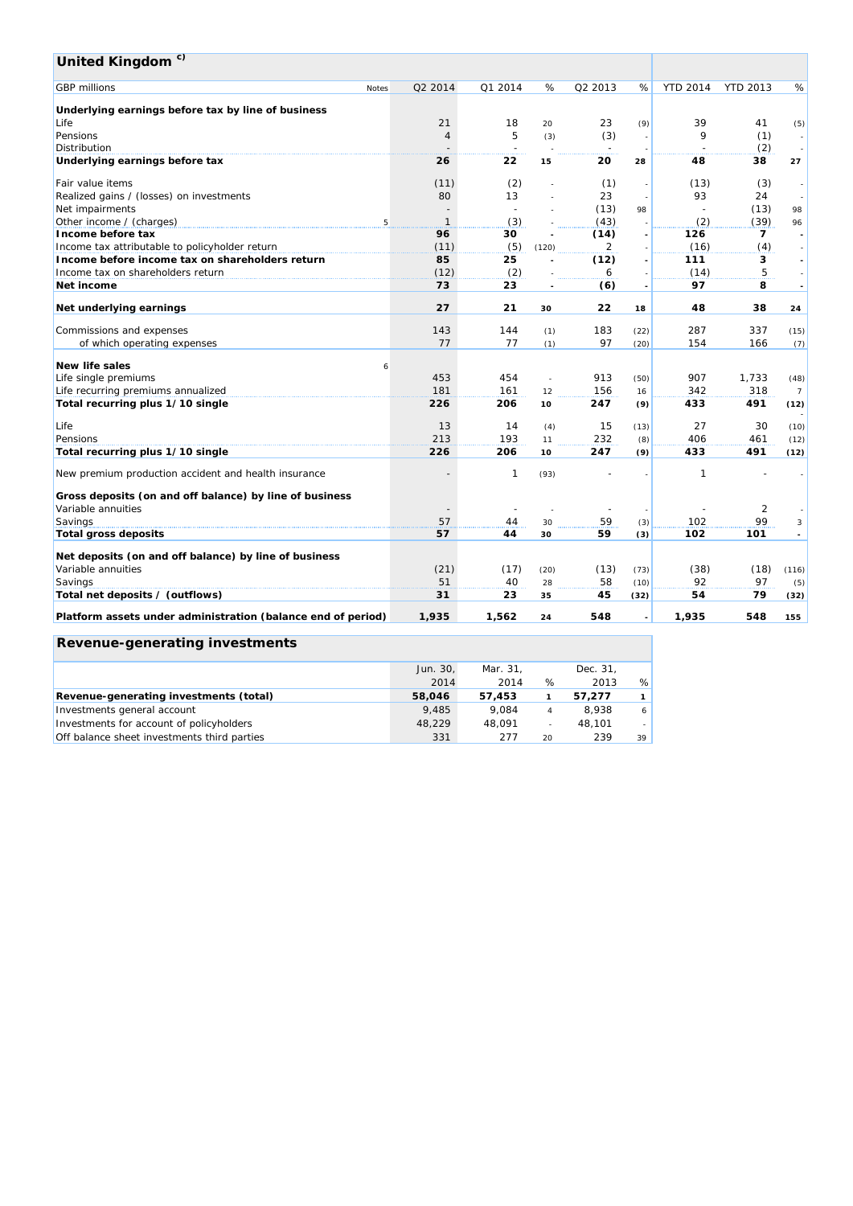## United Kingdom [c)]

| GBP millions | Notes | Q2 2014 | Q1 2014 | % | Q2 2013 | % | YTD 2014 | YTD 2013 | % |
|---|---|---|---|---|---|---|---|---|---|
| **Underlying earnings before tax by line of business** | | | | | | | | | |
| Life | | 21 | 18 | 20 | 23 | (9) | 39 | 41 | (5) |
| Pensions | | 4 | 5 | (3) | (3) | - | 9 | (1) | - |
| Distribution | | - | - | - | - | - | - | (2) | - |
| **Underlying earnings before tax** | | **26** | **22** | **15** | **20** | **28** | **48** | **38** | **27** |
| Fair value items | | (11) | (2) | - | (1) | - | (13) | (3) | - |
| Realized gains / (losses) on investments | | 80 | 13 | - | 23 | - | 93 | 24 | - |
| Net impairments | | - | - | - | (13) | 98 | - | (13) | 98 |
| Other income / (charges) | 5 | 1 | (3) | - | (43) | - | (2) | (39) | 96 |
| **Income before tax** | | **96** | **30** | **-** | **(14)** | **-** | **126** | **7** | **-** |
| Income tax attributable to policyholder return | | (11) | (5) | (120) | 2 | - | (16) | (4) | - |
| **Income before income tax on shareholders return** | | **85** | **25** | **-** | **(12)** | **-** | **111** | **3** | **-** |
| Income tax on shareholders return | | (12) | (2) | - | 6 | - | (14) | 5 | - |
| **Net income** | | **73** | **23** | **-** | **(6)** | **-** | **97** | **8** | **-** |
| **Net underlying earnings** | | **27** | **21** | **30** | **22** | **18** | **48** | **38** | **24** |
| Commissions and expenses | | 143 | 144 | (1) | 183 | (22) | 287 | 337 | (15) |
| of which operating expenses | | 77 | 77 | (1) | 97 | (20) | 154 | 166 | (7) |
| **New life sales** | 6 | | | | | | | | |
| Life single premiums | | 453 | 454 | - | 913 | (50) | 907 | 1,733 | (48) |
| Life recurring premiums annualized | | 181 | 161 | 12 | 156 | 16 | 342 | 318 | 7 |
| **Total recurring plus 1/10 single** | | **226** | **206** | **10** | **247** | **(9)** | **433** | **491** | **(12)** |
| Life | | 13 | 14 | (4) | 15 | (13) | 27 | 30 | (10) |
| Pensions | | 213 | 193 | 11 | 232 | (8) | 406 | 461 | (12) |
| **Total recurring plus 1/10 single** | | **226** | **206** | **10** | **247** | **(9)** | **433** | **491** | **(12)** |
| New premium production accident and health insurance | | - | 1 | (93) | - | - | 1 | - | - |
| **Gross deposits (on and off balance) by line of business** | | | | | | | | | |
| Variable annuities | | - | - | - | - | - | - | 2 | - |
| Savings | | 57 | 44 | 30 | 59 | (3) | 102 | 99 | 3 |
| **Total gross deposits** | | **57** | **44** | **30** | **59** | **(3)** | **102** | **101** | **-** |
| **Net deposits (on and off balance) by line of business** | | | | | | | | | |
| Variable annuities | | (21) | (17) | (20) | (13) | (73) | (38) | (18) | (116) |
| Savings | | 51 | 40 | 28 | 58 | (10) | 92 | 97 | (5) |
| **Total net deposits / (outflows)** | | **31** | **23** | **35** | **45** | **(32)** | **54** | **79** | **(32)** |
| **Platform assets under administration (balance end of period)** | | **1,935** | **1,562** | **24** | **548** | **-** | **1,935** | **548** | **155** |

## Revenue-generating investments

| | Jun. 30, 2014 | Mar. 31, 2014 | % | Dec. 31, 2013 | % |
|---|---|---|---|---|---|
| **Revenue-generating investments (total)** | **58,046** | **57,453** | **1** | **57,277** | **1** |
| Investments general account | 9,485 | 9,084 | 4 | 8,938 | 6 |
| Investments for account of policyholders | 48,229 | 48,091 | - | 48,101 | - |
| Off balance sheet investments third parties | 331 | 277 | 20 | 239 | 39 |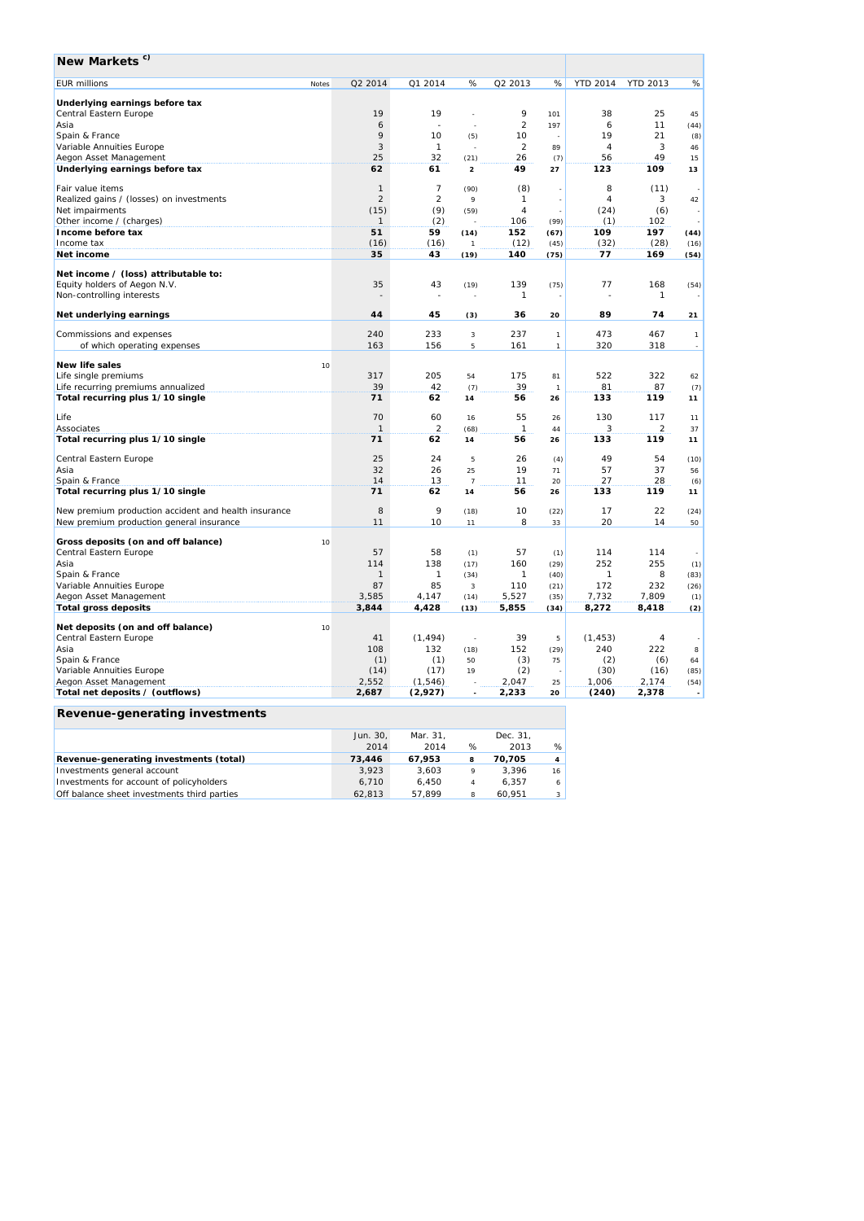## New Markets [c)]

| EUR millions | Notes | Q2 2014 | Q1 2014 | % | Q2 2013 | % | YTD 2014 | YTD 2013 | % |
|---|---|---|---|---|---|---|---|---|---|
| **Underlying earnings before tax** | | | | | | | | | |
| Central Eastern Europe | | 19 | 19 | - | 9 | 101 | 38 | 25 | 45 |
| Asia | | 6 | - | - | 2 | 197 | 6 | 11 | (44) |
| Spain & France | | 9 | 10 | (5) | 10 | - | 19 | 21 | (8) |
| Variable Annuities Europe | | 3 | 1 | - | 2 | 89 | 4 | 3 | 46 |
| Aegon Asset Management | | 25 | 32 | (21) | 26 | (7) | 56 | 49 | 15 |
| **Underlying earnings before tax** | | **62** | **61** | **2** | **49** | **27** | **123** | **109** | **13** |
| Fair value items | | 1 | 7 | (90) | (8) | - | 8 | (11) | - |
| Realized gains / (losses) on investments | | 2 | 2 | 9 | 1 | - | 4 | 3 | 42 |
| Net impairments | | (15) | (9) | (59) | 4 | - | (24) | (6) | - |
| Other income / (charges) | | 1 | (2) | - | 106 | (99) | (1) | 102 | - |
| **Income before tax** | | **51** | **59** | **(14)** | **152** | **(67)** | **109** | **197** | **(44)** |
| Income tax | | (16) | (16) | 1 | (12) | (45) | (32) | (28) | (16) |
| **Net income** | | **35** | **43** | **(19)** | **140** | **(75)** | **77** | **169** | **(54)** |
| **Net income / (loss) attributable to:** | | | | | | | | | |
| Equity holders of Aegon N.V. | | 35 | 43 | (19) | 139 | (75) | 77 | 168 | (54) |
| Non-controlling interests | | - | - | - | 1 | - | - | 1 | - |
| **Net underlying earnings** | | **44** | **45** | **(3)** | **36** | **20** | **89** | **74** | **21** |
| Commissions and expenses | | 240 | 233 | 3 | 237 | 1 | 473 | 467 | 1 |
| of which operating expenses | | 163 | 156 | 5 | 161 | 1 | 320 | 318 | - |
| **New life sales** | 10 | | | | | | | | |
| Life single premiums | | 317 | 205 | 54 | 175 | 81 | 522 | 322 | 62 |
| Life recurring premiums annualized | | 39 | 42 | (7) | 39 | 1 | 81 | 87 | (7) |
| **Total recurring plus 1/10 single** | | **71** | **62** | **14** | **56** | **26** | **133** | **119** | **11** |
| Life | | 70 | 60 | 16 | 55 | 26 | 130 | 117 | 11 |
| Associates | | 1 | 2 | (68) | 1 | 44 | 3 | 2 | 37 |
| **Total recurring plus 1/10 single** | | **71** | **62** | **14** | **56** | **26** | **133** | **119** | **11** |
| Central Eastern Europe | | 25 | 24 | 5 | 26 | (4) | 49 | 54 | (10) |
| Asia | | 32 | 26 | 25 | 19 | 71 | 57 | 37 | 56 |
| Spain & France | | 14 | 13 | 7 | 11 | 20 | 27 | 28 | (6) |
| **Total recurring plus 1/10 single** | | **71** | **62** | **14** | **56** | **26** | **133** | **119** | **11** |
| New premium production accident and health insurance | | 8 | 9 | (18) | 10 | (22) | 17 | 22 | (24) |
| New premium production general insurance | | 11 | 10 | 11 | 8 | 33 | 20 | 14 | 50 |
| **Gross deposits (on and off balance)** | 10 | | | | | | | | |
| Central Eastern Europe | | 57 | 58 | (1) | 57 | (1) | 114 | 114 | - |
| Asia | | 114 | 138 | (17) | 160 | (29) | 252 | 255 | (1) |
| Spain & France | | 1 | 1 | (34) | 1 | (40) | 1 | 8 | (83) |
| Variable Annuities Europe | | 87 | 85 | 3 | 110 | (21) | 172 | 232 | (26) |
| Aegon Asset Management | | 3,585 | 4,147 | (14) | 5,527 | (35) | 7,732 | 7,809 | (1) |
| **Total gross deposits** | | **3,844** | **4,428** | **(13)** | **5,855** | **(34)** | **8,272** | **8,418** | **(2)** |
| **Net deposits (on and off balance)** | 10 | | | | | | | | |
| Central Eastern Europe | | 41 | (1,494) | - | 39 | 5 | (1,453) | 4 | - |
| Asia | | 108 | 132 | (18) | 152 | (29) | 240 | 222 | 8 |
| Spain & France | | (1) | (1) | 50 | (3) | 75 | (2) | (6) | 64 |
| Variable Annuities Europe | | (14) | (17) | 19 | (2) | - | (30) | (16) | (85) |
| Aegon Asset Management | | 2,552 | (1,546) | - | 2,047 | 25 | 1,006 | 2,174 | (54) |
| **Total net deposits / (outflows)** | | **2,687** | **(2,927)** | **-** | **2,233** | **20** | **(240)** | **2,378** | **-** |

## Revenue-generating investments

| | Jun. 30, 2014 | Mar. 31, 2014 | % | Dec. 31, 2013 | % |
|---|---|---|---|---|---|
| **Revenue-generating investments (total)** | **73,446** | **67,953** | **8** | **70,705** | **4** |
| Investments general account | 3,923 | 3,603 | 9 | 3,396 | 16 |
| Investments for account of policyholders | 6,710 | 6,450 | 4 | 6,357 | 6 |
| Off balance sheet investments third parties | 62,813 | 57,899 | 8 | 60,951 | 3 |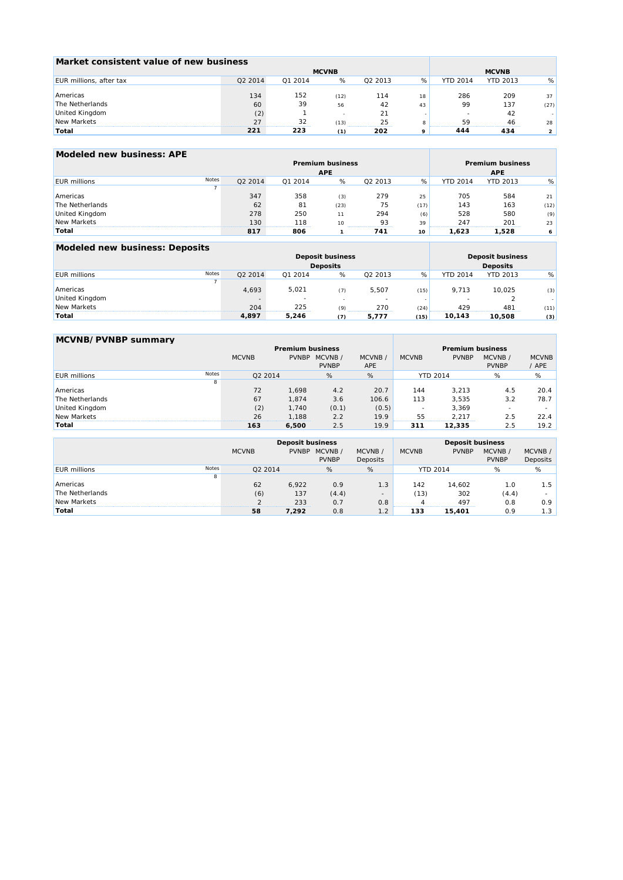## Market consistent value of new business

| EUR millions, after tax | MCVNB | | | | | MCVNB | | |
|---|---|---|---|---|---|---|---|---|
| | Q2 2014 | Q1 2014 | % | Q2 2013 | % | YTD 2014 | YTD 2013 | % |
| Americas | 134 | 152 | (12) | 114 | 18 | 286 | 209 | 37 |
| The Netherlands | 60 | 39 | 56 | 42 | 43 | 99 | 137 | (27) |
| United Kingdom | (2) | 1 | - | 21 | - | - | 42 | - |
| New Markets | 27 | 32 | (13) | 25 | 8 | 59 | 46 | 28 |
| **Total** | **221** | **223** | **(1)** | **202** | **9** | **444** | **434** | **2** |

## Modeled new business: APE

| EUR millions | Notes | Premium business APE | | | | | Premium business APE | | |
|---|---|---|---|---|---|---|---|---|---|
| | | Q2 2014 | Q1 2014 | % | Q2 2013 | % | YTD 2014 | YTD 2013 | % |
| | 7 | | | | | | | | |
| Americas | | 347 | 358 | (3) | 279 | 25 | 705 | 584 | 21 |
| The Netherlands | | 62 | 81 | (23) | 75 | (17) | 143 | 163 | (12) |
| United Kingdom | | 278 | 250 | 11 | 294 | (6) | 528 | 580 | (9) |
| New Markets | | 130 | 118 | 10 | 93 | 39 | 247 | 201 | 23 |
| **Total** | | **817** | **806** | **1** | **741** | **10** | **1,623** | **1,528** | **6** |

## Modeled new business: Deposits

| EUR millions | Notes | Deposit business Deposits | | | | | Deposit business Deposits | | |
|---|---|---|---|---|---|---|---|---|---|
| | | Q2 2014 | Q1 2014 | % | Q2 2013 | % | YTD 2014 | YTD 2013 | % |
| | 7 | | | | | | | | |
| Americas | | 4,693 | 5,021 | (7) | 5,507 | (15) | 9,713 | 10,025 | (3) |
| United Kingdom | | - | - | - | - | - | - | 2 | - |
| New Markets | | 204 | 225 | (9) | 270 | (24) | 429 | 481 | (11) |
| **Total** | | **4,897** | **5,246** | **(7)** | **5,777** | **(15)** | **10,143** | **10,508** | **(3)** |

## MCVNB/ PVNBP summary

| | | Premium business | | | | Premium business | | | |
|---|---|---|---|---|---|---|---|---|---|
| | | MCVNB | PVNBP | MCVNB / PVNBP | MCVNB / APE | MCVNB | PVNBP | MCVNB / PVNBP | MCVNB / APE |
| EUR millions | Notes | Q2 2014 | | % | % | YTD 2014 | | % | % |
| | 8 | | | | | | | | |
| Americas | | 72 | 1,698 | 4.2 | 20.7 | 144 | 3,213 | 4.5 | 20.4 |
| The Netherlands | | 67 | 1,874 | 3.6 | 106.6 | 113 | 3,535 | 3.2 | 78.7 |
| United Kingdom | | (2) | 1,740 | (0.1) | (0.5) | - | 3,369 | - | - |
| New Markets | | 26 | 1,188 | 2.2 | 19.9 | 55 | 2,217 | 2.5 | 22.4 |
| **Total** | | **163** | **6,500** | **2.5** | **19.9** | **311** | **12,335** | **2.5** | **19.2** |

| | | Deposit business | | | | Deposit business | | | |
|---|---|---|---|---|---|---|---|---|---|
| | | MCVNB | PVNBP | MCVNB / PVNBP | MCVNB / Deposits | MCVNB | PVNBP | MCVNB / PVNBP | MCVNB / Deposits |
| EUR millions | Notes | Q2 2014 | | % | % | YTD 2014 | | % | % |
| | 8 | | | | | | | | |
| Americas | | 62 | 6,922 | 0.9 | 1.3 | 142 | 14,602 | 1.0 | 1.5 |
| The Netherlands | | (6) | 137 | (4.4) | - | (13) | 302 | (4.4) | - |
| New Markets | | 2 | 233 | 0.7 | 0.8 | 4 | 497 | 0.8 | 0.9 |
| **Total** | | **58** | **7,292** | **0.8** | **1.2** | **133** | **15,401** | **0.9** | **1.3** |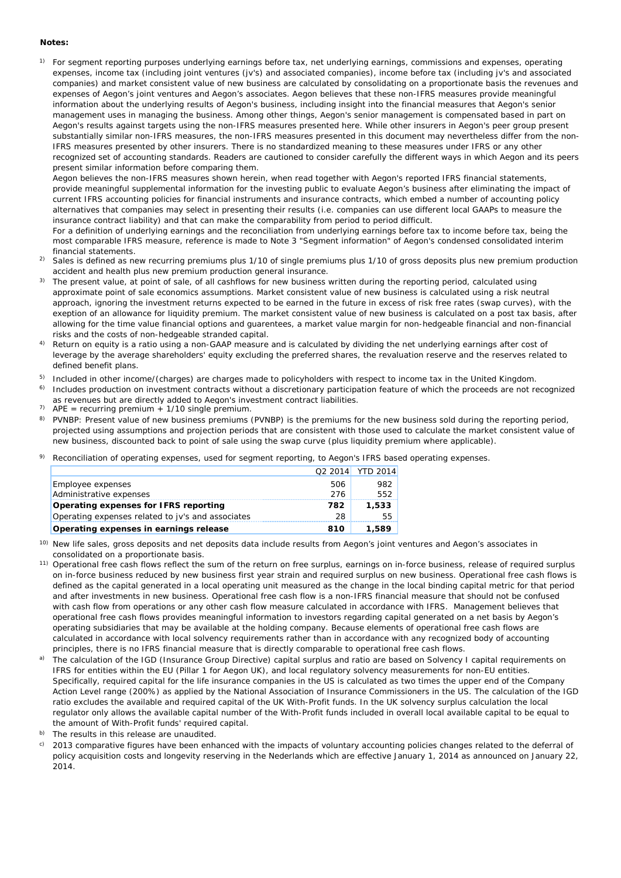**Notes:**

1) For segment reporting purposes underlying earnings before tax, net underlying earnings, commissions and expenses, operating expenses, income tax (including joint ventures (jv's) and associated companies), income before tax (including jv's and associated companies) and market consistent value of new business are calculated by consolidating on a proportionate basis the revenues and expenses of Aegon's joint ventures and Aegon's associates. Aegon believes that these non-IFRS measures provide meaningful information about the underlying results of Aegon's business, including insight into the financial measures that Aegon's senior management uses in managing the business. Among other things, Aegon's senior management is compensated based in part on Aegon's results against targets using the non-IFRS measures presented here. While other insurers in Aegon's peer group present substantially similar non-IFRS measures, the non-IFRS measures presented in this document may nevertheless differ from the non-IFRS measures presented by other insurers. There is no standardized meaning to these measures under IFRS or any other recognized set of accounting standards. Readers are cautioned to consider carefully the different ways in which Aegon and its peers present similar information before comparing them.
   Aegon believes the non-IFRS measures shown herein, when read together with Aegon's reported IFRS financial statements, provide meaningful supplemental information for the investing public to evaluate Aegon's business after eliminating the impact of current IFRS accounting policies for financial instruments and insurance contracts, which embed a number of accounting policy alternatives that companies may select in presenting their results (i.e. companies can use different local GAAPs to measure the insurance contract liability) and that can make the comparability from period to period difficult.
   For a definition of underlying earnings and the reconciliation from underlying earnings before tax to income before tax, being the most comparable IFRS measure, reference is made to Note 3 "Segment information" of Aegon's condensed consolidated interim financial statements.

2) Sales is defined as new recurring premiums plus 1/10 of single premiums plus 1/10 of gross deposits plus new premium production accident and health plus new premium production general insurance.

3) The present value, at point of sale, of all cashflows for new business written during the reporting period, calculated using approximate point of sale economics assumptions. Market consistent value of new business is calculated using a risk neutral approach, ignoring the investment returns expected to be earned in the future in excess of risk free rates (swap curves), with the exception of an allowance for liquidity premium. The market consistent value of new business is calculated on a post tax basis, after allowing for the time value financial options and guarentees, a market value margin for non-hedgeable financial and non-financial risks and the costs of non-hedgeable stranded capital.

4) Return on equity is a ratio using a non-GAAP measure and is calculated by dividing the net underlying earnings after cost of leverage by the average shareholders' equity excluding the preferred shares, the revaluation reserve and the reserves related to defined benefit plans.

5) Included in other income/(charges) are charges made to policyholders with respect to income tax in the United Kingdom.

6) Includes production on investment contracts without a discretionary participation feature of which the proceeds are not recognized as revenues but are directly added to Aegon's investment contract liabilities.

7) APE = recurring premium + 1/10 single premium.

8) PVNBP: Present value of new business premiums (PVNBP) is the premiums for the new business sold during the reporting period, projected using assumptions and projection periods that are consistent with those used to calculate the market consistent value of new business, discounted back to point of sale using the swap curve (plus liquidity premium where applicable).

9) Reconciliation of operating expenses, used for segment reporting, to Aegon's IFRS based operating expenses.

| | Q2 2014 | YTD 2014 |
|---|---|---|
| Employee expenses | 506 | 982 |
| Administrative expenses | 276 | 552 |
| **Operating expenses for IFRS reporting** | **782** | **1,533** |
| Operating expenses related to jv's and associates | 28 | 55 |
| **Operating expenses in earnings release** | **810** | **1,589** |

10) New life sales, gross deposits and net deposits data include results from Aegon's joint ventures and Aegon's associates in consolidated on a proportionate basis.

11) Operational free cash flows reflect the sum of the return on free surplus, earnings on in-force business, release of required surplus on in-force business reduced by new business first year strain and required surplus on new business. Operational free cash flows is defined as the capital generated in a local operating unit measured as the change in the local binding capital metric for that period and after investments in new business. Operational free cash flow is a non-IFRS financial measure that should not be confused with cash flow from operations or any other cash flow measure calculated in accordance with IFRS. Management believes that operational free cash flows provides meaningful information to investors regarding capital generated on a net basis by Aegon's operating subsidiaries that may be available at the holding company. Because elements of operational free cash flows are calculated in accordance with local solvency requirements rather than in accordance with any recognized body of accounting principles, there is no IFRS financial measure that is directly comparable to operational free cash flows.

a) The calculation of the IGD (Insurance Group Directive) capital surplus and ratio are based on Solvency I capital requirements on IFRS for entities within the EU (Pillar 1 for Aegon UK), and local regulatory solvency measurements for non-EU entities. Specifically, required capital for the life insurance companies in the US is calculated as two times the upper end of the Company Action Level range (200%) as applied by the National Association of Insurance Commissioners in the US. The calculation of the IGD ratio excludes the available and required capital of the UK With-Profit funds. In the UK solvency surplus calculation the local regulator only allows the available capital number of the With-Profit funds included in overall local available capital to be equal to the amount of With-Profit funds' required capital.

b) The results in this release are unaudited.

c) 2013 comparative figures have been enhanced with the impacts of voluntary accounting policies changes related to the deferral of policy acquisition costs and longevity reserving in the Nederlands which are effective January 1, 2014 as announced on January 22, 2014.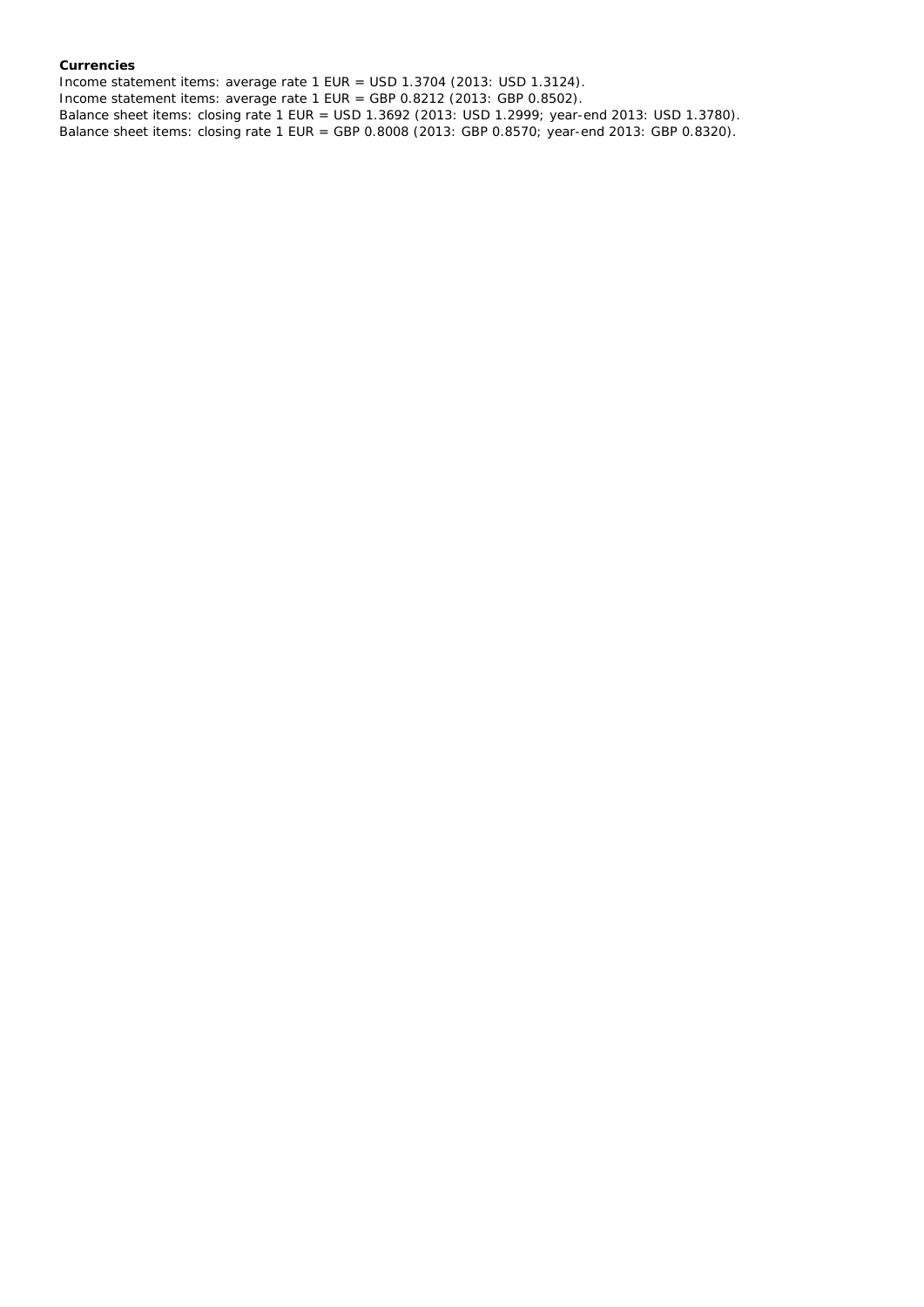**Currencies**

Income statement items: average rate 1 EUR = USD 1.3704 (2013: USD 1.3124).
Income statement items: average rate 1 EUR = GBP 0.8212 (2013: GBP 0.8502).
Balance sheet items: closing rate 1 EUR = USD 1.3692 (2013: USD 1.2999; year-end 2013: USD 1.3780).
Balance sheet items: closing rate 1 EUR = GBP 0.8008 (2013: GBP 0.8570; year-end 2013: GBP 0.8320).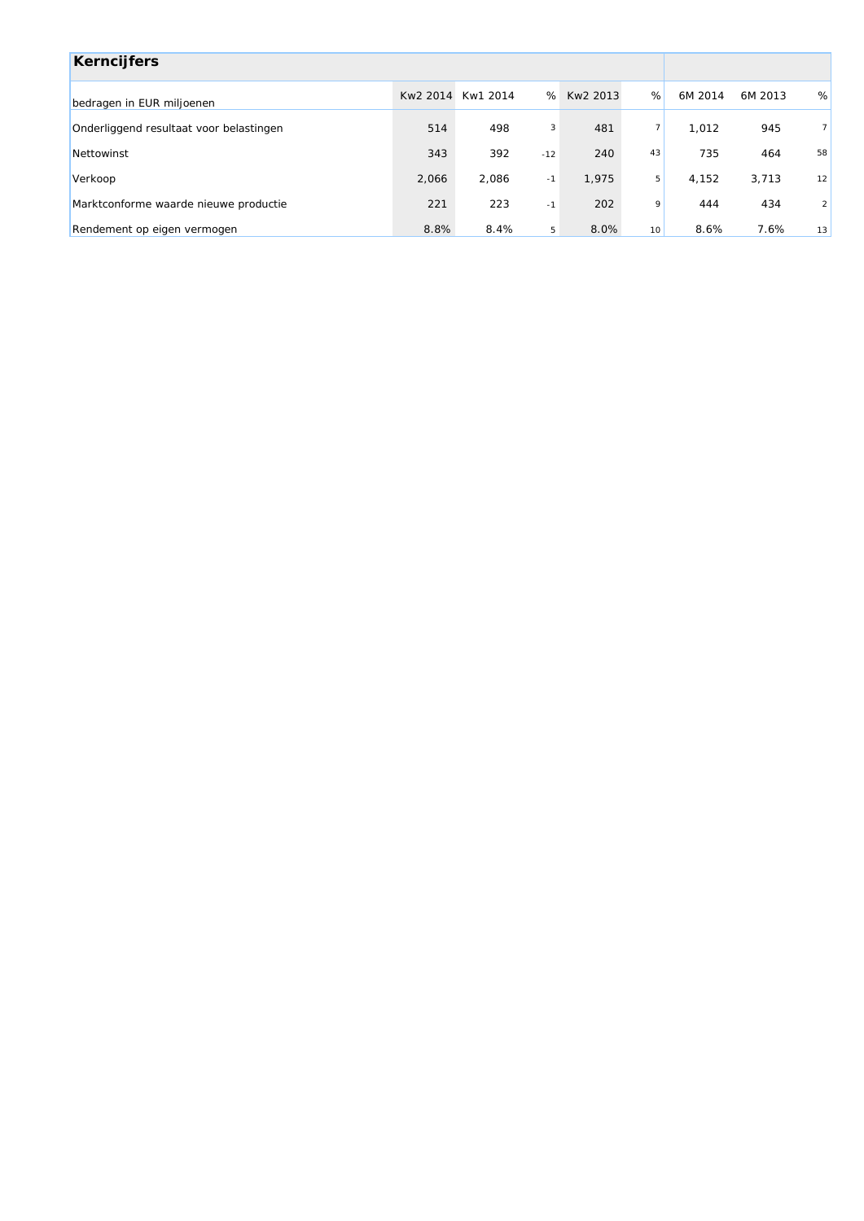## Kerncijfers

| bedragen in EUR miljoenen | Kw2 2014 | Kw1 2014 | % | Kw2 2013 | % | 6M 2014 | 6M 2013 | % |
|---|---|---|---|---|---|---|---|---|
| Onderliggend resultaat voor belastingen | 514 | 498 | 3 | 481 | 7 | 1,012 | 945 | 7 |
| Nettowinst | 343 | 392 | -12 | 240 | 43 | 735 | 464 | 58 |
| Verkoop | 2,066 | 2,086 | -1 | 1,975 | 5 | 4,152 | 3,713 | 12 |
| Marktconforme waarde nieuwe productie | 221 | 223 | -1 | 202 | 9 | 444 | 434 | 2 |
| Rendement op eigen vermogen | 8.8% | 8.4% | 5 | 8.0% | 10 | 8.6% | 7.6% | 13 |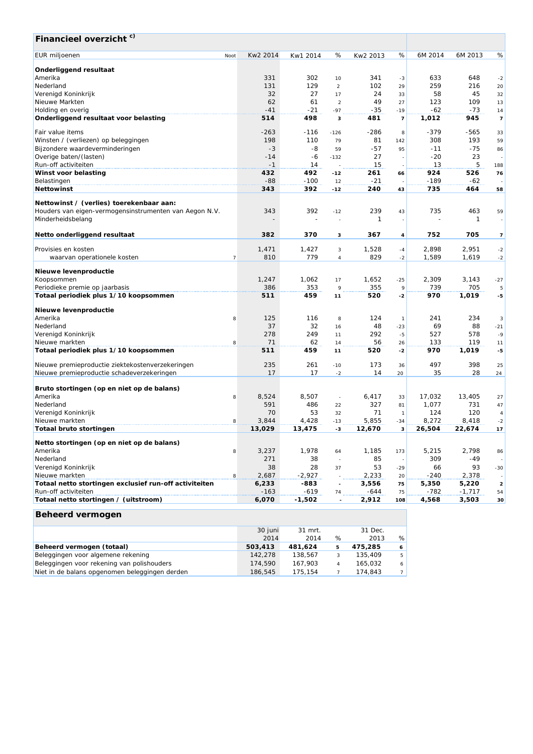## Financieel overzicht [c)]

| EUR miljoenen | Noot | Kw2 2014 | Kw1 2014 | % | Kw2 2013 | % | 6M 2014 | 6M 2013 | % |
|---|---|---|---|---|---|---|---|---|---|
| **Onderliggend resultaat** | | | | | | | | | |
| Amerika | | 331 | 302 | 10 | 341 | -3 | 633 | 648 | -2 |
| Nederland | | 131 | 129 | 2 | 102 | 29 | 259 | 216 | 20 |
| Verenigd Koninkrijk | | 32 | 27 | 17 | 24 | 33 | 58 | 45 | 32 |
| Nieuwe Markten | | 62 | 61 | 2 | 49 | 27 | 123 | 109 | 13 |
| Holding en overig | | -41 | -21 | -97 | -35 | -19 | -62 | -73 | 14 |
| **Onderliggend resultaat voor belasting** | | **514** | **498** | **3** | **481** | **7** | **1,012** | **945** | **7** |
| Fair value items | | -263 | -116 | -126 | -286 | 8 | -379 | -565 | 33 |
| Winsten / (verliezen) op beleggingen | | 198 | 110 | 79 | 81 | 142 | 308 | 193 | 59 |
| Bijzondere waardeverminderingen | | -3 | -8 | 59 | -57 | 95 | -11 | -75 | 86 |
| Overige baten/(lasten) | | -14 | -6 | -132 | 27 | - | -20 | 23 | - |
| Run-off activiteiten | | -1 | 14 | - | 15 | - | 13 | 5 | 188 |
| **Winst voor belasting** | | **432** | **492** | **-12** | **261** | **66** | **924** | **526** | **76** |
| Belastingen | | -88 | -100 | 12 | -21 | - | -189 | -62 | - |
| **Nettowinst** | | **343** | **392** | **-12** | **240** | **43** | **735** | **464** | **58** |
| **Nettowinst / (verlies) toerekenbaar aan:** | | | | | | | | | |
| Houders van eigen-vermogensinstrumenten van Aegon N.V. | | 343 | 392 | -12 | 239 | 43 | 735 | 463 | 59 |
| Minderheidsbelang | | - | - | - | 1 | - | - | 1 | - |
| **Netto onderliggend resultaat** | | **382** | **370** | **3** | **367** | **4** | **752** | **705** | **7** |
| Provisies en kosten | | 1,471 | 1,427 | 3 | 1,528 | -4 | 2,898 | 2,951 | -2 |
| waarvan operationele kosten | 7 | 810 | 779 | 4 | 829 | -2 | 1,589 | 1,619 | -2 |
| **Nieuwe levenproductie** | | | | | | | | | |
| Koopsommen | | 1,247 | 1,062 | 17 | 1,652 | -25 | 2,309 | 3,143 | -27 |
| Periodieke premie op jaarbasis | | 386 | 353 | 9 | 355 | 9 | 739 | 705 | 5 |
| **Totaal periodiek plus 1/10 koopsommen** | | **511** | **459** | **11** | **520** | **-2** | **970** | **1,019** | **-5** |
| **Nieuwe levenproductie** | | | | | | | | | |
| Amerika | 8 | 125 | 116 | 8 | 124 | 1 | 241 | 234 | 3 |
| Nederland | | 37 | 32 | 16 | 48 | -23 | 69 | 88 | -21 |
| Verenigd Koninkrijk | | 278 | 249 | 11 | 292 | -5 | 527 | 578 | -9 |
| Nieuwe markten | 8 | 71 | 62 | 14 | 56 | 26 | 133 | 119 | 11 |
| **Totaal periodiek plus 1/10 koopsommen** | | **511** | **459** | **11** | **520** | **-2** | **970** | **1,019** | **-5** |
| Nieuwe premieproductie ziektekostenverzekeringen | | 235 | 261 | -10 | 173 | 36 | 497 | 398 | 25 |
| Nieuwe premieproductie schadeverzekeringen | | 17 | 17 | -2 | 14 | 20 | 35 | 28 | 24 |
| **Bruto stortingen (op en niet op de balans)** | | | | | | | | | |
| Amerika | 8 | 8,524 | 8,507 | - | 6,417 | 33 | 17,032 | 13,405 | 27 |
| Nederland | | 591 | 486 | 22 | 327 | 81 | 1,077 | 731 | 47 |
| Verenigd Koninkrijk | | 70 | 53 | 32 | 71 | 1 | 124 | 120 | 4 |
| Nieuwe markten | 8 | 3,844 | 4,428 | -13 | 5,855 | -34 | 8,272 | 8,418 | -2 |
| **Totaal bruto stortingen** | | **13,029** | **13,475** | **-3** | **12,670** | **3** | **26,504** | **22,674** | **17** |
| **Netto stortingen (op en niet op de balans)** | | | | | | | | | |
| Amerika | 8 | 3,237 | 1,978 | 64 | 1,185 | 173 | 5,215 | 2,798 | 86 |
| Nederland | | 271 | 38 | - | 85 | - | 309 | -49 | - |
| Verenigd Koninkrijk | | 38 | 28 | 37 | 53 | -29 | 66 | 93 | -30 |
| Nieuwe markten | 8 | 2,687 | -2,927 | - | 2,233 | 20 | -240 | 2,378 | - |
| **Totaal netto stortingen exclusief run-off activiteiten** | | **6,233** | **-883** | **-** | **3,556** | **75** | **5,350** | **5,220** | **2** |
| Run-off activiteiten | | -163 | -619 | 74 | -644 | 75 | -782 | -1,717 | 54 |
| **Totaal netto stortingen / (uitstroom)** | | **6,070** | **-1,502** | **-** | **2,912** | **108** | **4,568** | **3,503** | **30** |

## Beheerd vermogen

| | 30 juni 2014 | 31 mrt. 2014 | % | 31 Dec. 2013 | % |
|---|---|---|---|---|---|
| **Beheerd vermogen (totaal)** | **503,413** | **481,624** | **5** | **475,285** | **6** |
| Beleggingen voor algemene rekening | 142,278 | 138,567 | 3 | 135,409 | 5 |
| Beleggingen voor rekening van polishouders | 174,590 | 167,903 | 4 | 165,032 | 6 |
| Niet in de balans opgenomen beleggingen derden | 186,545 | 175,154 | 7 | 174,843 | 7 |